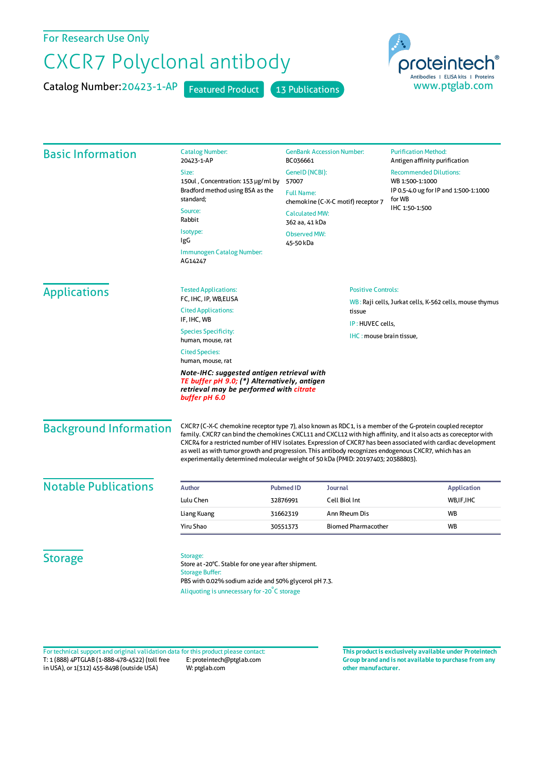For Research Use Only

# CXCR7 Polyclonal antibody

Catalog Number: 20423-1-AP    Featured Product    13 Publications

proteintech® Antibodies | ELISA kits | Proteins
www.ptglab.com

## Basic Information

Catalog Number:
20423-1-AP

Size:
150ul , Concentration: 153 μg/ml by Bradford method using BSA as the standard;

Source:
Rabbit

Isotype:
IgG

Immunogen Catalog Number:
AG14247

GenBank Accession Number:
BC036661

GeneID (NCBI):
57007

Full Name:
chemokine (C-X-C motif) receptor 7

Calculated MW:
362 aa, 41 kDa

Observed MW:
45-50 kDa

Purification Method:
Antigen affinity purification

Recommended Dilutions:
WB 1:500-1:1000
IP 0.5-4.0 ug for IP and 1:500-1:1000 for WB
IHC 1:50-1:500

## Applications

Tested Applications:
FC, IHC, IP, WB,ELISA

Cited Applications:
IF, IHC, WB

Species Specificity:
human, mouse, rat

Cited Species:
human, mouse, rat

***Note-IHC: suggested antigen retrieval with TE buffer pH 9.0; (\*) Alternatively, antigen retrieval may be performed with citrate buffer pH 6.0***

Positive Controls:

WB : Raji cells, Jurkat cells, K-562 cells, mouse thymus tissue

IP : HUVEC cells,

IHC : mouse brain tissue,

## Background Information

CXCR7 (C-X-C chemokine receptor type 7), also known as RDC1, is a member of the G-protein coupled receptor family. CXCR7 can bind the chemokines CXCL11 and CXCL12 with high affinity, and it also acts as coreceptor with CXCR4 for a restricted number of HIV isolates. Expression of CXCR7 has been associated with cardiac development as well as with tumor growth and progression. This antibody recognizes endogenous CXCR7, which has an experimentally determined molecular weight of 50 kDa (PMID: 20197403; 20388803).

## Notable Publications

| Author | Pubmed ID | Journal | Application |
|---|---|---|---|
| Lulu Chen | 32876991 | Cell Biol Int | WB,IF,IHC |
| Liang Kuang | 31662319 | Ann Rheum Dis | WB |
| Yiru Shao | 30551373 | Biomed Pharmacother | WB |

## Storage

Storage:
Store at -20°C. Stable for one year after shipment.
Storage Buffer:
PBS with 0.02% sodium azide and 50% glycerol pH 7.3.
Aliquoting is unnecessary for -20°C storage

For technical support and original validation data for this product please contact:
T: 1 (888) 4PTGLAB (1-888-478-4522) (toll free in USA), or 1(312) 455-8498 (outside USA)
E: proteintech@ptglab.com
W: ptglab.com

**This product is exclusively available under Proteintech Group brand and is not available to purchase from any other manufacturer.**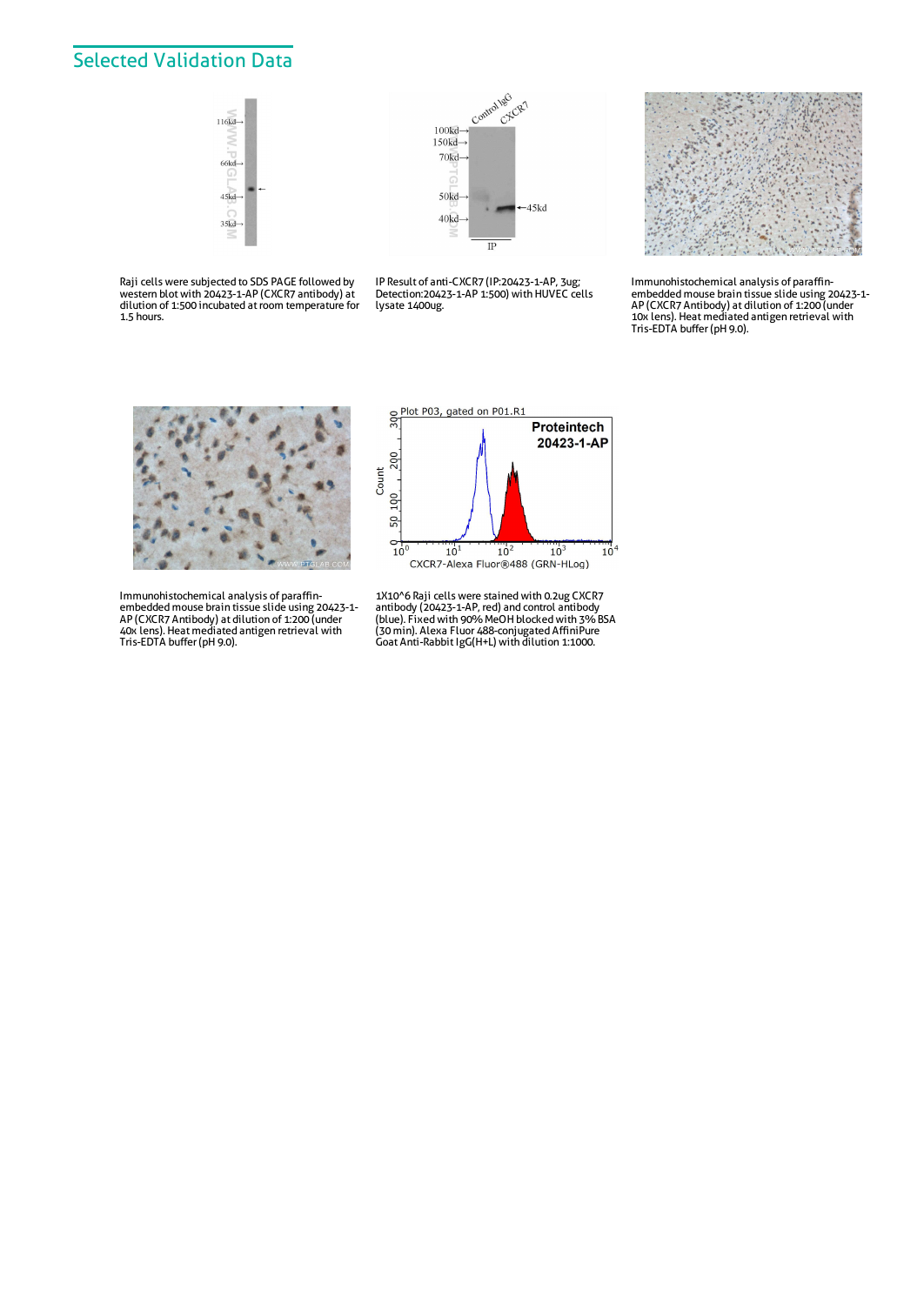## Selected Validation Data

116kd→
66kd→
45kd→
35kd→

Raji cells were subjected to SDS PAGE followed by western blot with 20423-1-AP (CXCR7 antibody) at dilution of 1:500 incubated at room temperature for 1.5 hours.

Control IgG
CXCR7
100kd→
150kd→
70kd→
50kd→
40kd→
←45kd
IP

IP Result of anti-CXCR7 (IP:20423-1-AP, 3ug; Detection:20423-1-AP 1:500) with HUVEC cells lysate 1400ug.

Immunohistochemical analysis of paraffin-embedded mouse brain tissue using 20423-1-AP (CXCR7 Antibody) at dilution of 1:200 (under 10x lens). Heat mediated antigen retrieval with Tris-EDTA buffer (pH 9.0).

Immunohistochemical analysis of paraffin-embedded mouse brain tissue slide using 20423-1-AP (CXCR7 Antibody) at dilution of 1:200 (under 40x lens). Heat mediated antigen retrieval with Tris-EDTA buffer (pH 9.0).

Plot P03, gated on P01.R1
Proteintech
20423-1-AP
Count
0 50 100 200 300
$10^0$ $10^1$ $10^2$ $10^3$ $10^4$
CXCR7-Alexa Fluor®488 (GRN-HLog)

1X10^6 Raji cells were stained with 0.2ug CXCR7 antibody (20423-1-AP, red) and control antibody (blue). Fixed with 90% MeOH blocked with 3% BSA (30 min). Alexa Fluor 488-conjugated AffiniPure Goat Anti-Rabbit IgG(H+L) with dilution 1:1000.